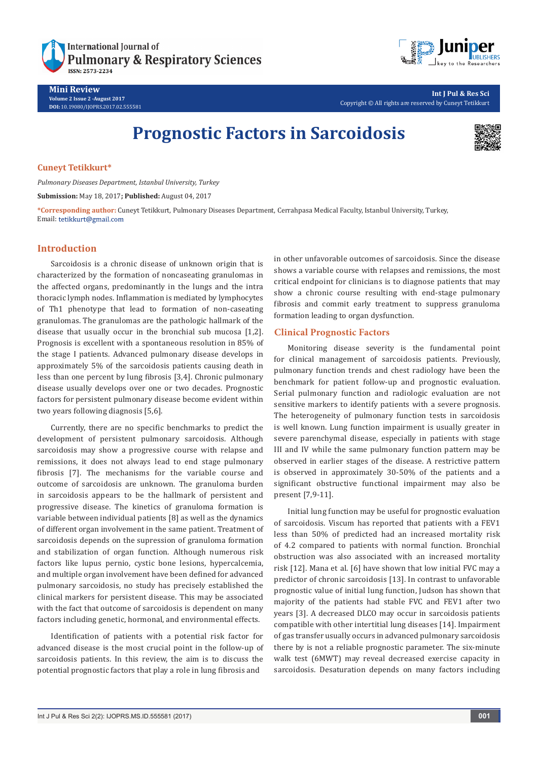Mini Review

# Prognostic Factors in Sarcoidosis

**Cuneyt Tetikkurt***

*Pulmonary Diseases Department, Istanbul University, Turkey*

**Submission:** May 18, 2017**; Published:** August 04, 2017

***Corresponding author:** Cuneyt Tetikkurt, Pulmonary Diseases Department, Cerrahpasa Medical Faculty, Istanbul University, Turkey, Email: tetikkurt@gmail.com

## Introduction

Sarcoidosis is a chronic disease of unknown origin that is characterized by the formation of noncaseating granulomas in the affected organs, predominantly in the lungs and the intra thoracic lymph nodes. Inflammation is mediated by lymphocytes of Th1 phenotype that lead to formation of non-caseating granulomas. The granulomas are the pathologic hallmark of the disease that usually occur in the bronchial sub mucosa [1,2]. Prognosis is excellent with a spontaneous resolution in 85% of the stage I patients. Advanced pulmonary disease develops in approximately 5% of the sarcoidosis patients causing death in less than one percent by lung fibrosis [3,4]. Chronic pulmonary disease usually develops over one or two decades. Prognostic factors for persistent pulmonary disease become evident within two years following diagnosis [5,6].

Currently, there are no specific benchmarks to predict the development of persistent pulmonary sarcoidosis. Although sarcoidosis may show a progressive course with relapse and remissions, it does not always lead to end stage pulmonary fibrosis [7]. The mechanisms for the variable course and outcome of sarcoidosis are unknown. The granuloma burden in sarcoidosis appears to be the hallmark of persistent and progressive disease. The kinetics of granuloma formation is variable between individual patients [8] as well as the dynamics of different organ involvement in the same patient. Treatment of sarcoidosis depends on the supression of granuloma formation and stabilization of organ function. Although numerous risk factors like lupus pernio, cystic bone lesions, hypercalcemia, and multiple organ involvement have been defined for advanced pulmonary sarcoidosis, no study has precisely established the clinical markers for persistent disease. This may be associated with the fact that outcome of sarcoidosis is dependent on many factors including genetic, hormonal, and environmental effects.

Identification of patients with a potential risk factor for advanced disease is the most crucial point in the follow-up of sarcoidosis patients. In this review, the aim is to discuss the potential prognostic factors that play a role in lung fibrosis and in other unfavorable outcomes of sarcoidosis. Since the disease shows a variable course with relapses and remissions, the most critical endpoint for clinicians is to diagnose patients that may show a chronic course resulting with end-stage pulmonary fibrosis and commit early treatment to suppress granuloma formation leading to organ dysfunction.

## Clinical Prognostic Factors

Monitoring disease severity is the fundamental point for clinical management of sarcoidosis patients. Previously, pulmonary function trends and chest radiology have been the benchmark for patient follow-up and prognostic evaluation. Serial pulmonary function and radiologic evaluation are not sensitive markers to identify patients with a severe prognosis. The heterogeneity of pulmonary function tests in sarcoidosis is well known. Lung function impairment is usually greater in severe parenchymal disease, especially in patients with stage III and IV while the same pulmonary function pattern may be observed in earlier stages of the disease. A restrictive pattern is observed in approximately 30-50% of the patients and a significant obstructive functional impairment may also be present [7,9-11].

Initial lung function may be useful for prognostic evaluation of sarcoidosis. Viscum has reported that patients with a FEV1 less than 50% of predicted had an increased mortality risk of 4.2 compared to patients with normal function. Bronchial obstruction was also associated with an increased mortality risk [12]. Mana et al. [6] have shown that low initial FVC may a predictor of chronic sarcoidosis [13]. In contrast to unfavorable prognostic value of initial lung function, Judson has shown that majority of the patients had stable FVC and FEV1 after two years [3]. A decreased DLCO may occur in sarcoidosis patients compatible with other intertitial lung diseases [14]. Impairment of gas transfer usually occurs in advanced pulmonary sarcoidosis there by is not a reliable prognostic parameter. The six-minute walk test (6MWT) may reveal decreased exercise capacity in sarcoidosis. Desaturation depends on many factors including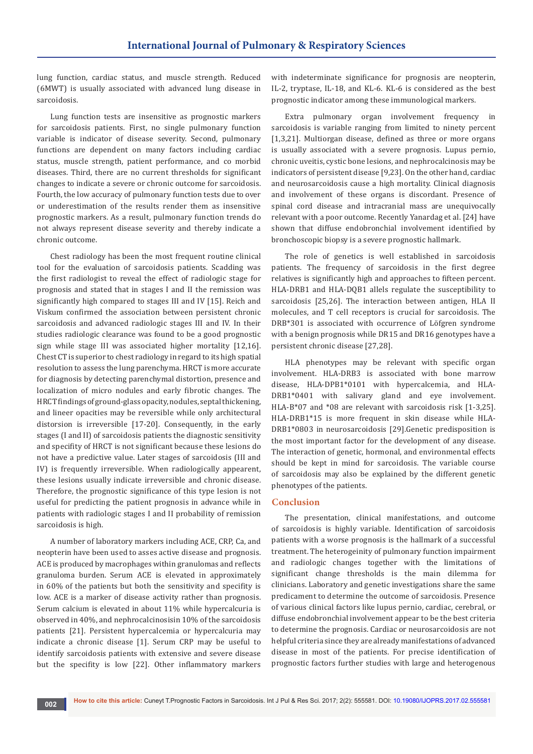lung function, cardiac status, and muscle strength. Reduced (6MWT) is usually associated with advanced lung disease in sarcoidosis.

Lung function tests are insensitive as prognostic markers for sarcoidosis patients. First, no single pulmonary function variable is indicator of disease severity. Second, pulmonary functions are dependent on many factors including cardiac status, muscle strength, patient performance, and co morbid diseases. Third, there are no current thresholds for significant changes to indicate a severe or chronic outcome for sarcoidosis. Fourth, the low accuracy of pulmonary function tests due to over or underestimation of the results render them as insensitive prognostic markers. As a result, pulmonary function trends do not always represent disease severity and thereby indicate a chronic outcome.

Chest radiology has been the most frequent routine clinical tool for the evaluation of sarcoidosis patients. Scadding was the first radiologist to reveal the effect of radiologic stage for prognosis and stated that in stages I and II the remission was significantly high compared to stages III and IV [15]. Reich and Viskum confirmed the association between persistent chronic sarcoidosis and advanced radiologic stages III and IV. In their studies radiologic clearance was found to be a good prognostic sign while stage III was associated higher mortality [12,16]. Chest CT is superior to chest radiology in regard to its high spatial resolution to assess the lung parenchyma. HRCT is more accurate for diagnosis by detecting parenchymal distortion, presence and localization of micro nodules and early fibrotic changes. The HRCT findings of ground-glass opacity, nodules, septal thickening, and lineer opacities may be reversible while only architectural distorsion is irreversible [17-20]. Consequently, in the early stages (I and II) of sarcoidosis patients the diagnostic sensitivity and specifity of HRCT is not significant because these lesions do not have a predictive value. Later stages of sarcoidosis (III and IV) is frequently irreversible. When radiologically appearent, these lesions usually indicate irreversible and chronic disease. Therefore, the prognostic significance of this type lesion is not useful for predicting the patient prognosis in advance while in patients with radiologic stages I and II probability of remission sarcoidosis is high.

A number of laboratory markers including ACE, CRP, Ca, and neopterin have been used to asses active disease and prognosis. ACE is produced by macrophages within granulomas and reflects granuloma burden. Serum ACE is elevated in approximately in 60% of the patients but both the sensitivity and specifity is low. ACE is a marker of disease activity rather than prognosis. Serum calcium is elevated in about 11% while hypercalcuria is observed in 40%, and nephrocalcinosisin 10% of the sarcoidosis patients [21]. Persistent hypercalcemia or hypercalcuria may indicate a chronic disease [1]. Serum CRP may be useful to identify sarcoidosis patients with extensive and severe disease but the specifity is low [22]. Other inflammatory markers with indeterminate significance for prognosis are neopterin, IL-2, tryptase, IL-18, and KL-6. KL-6 is considered as the best prognostic indicator among these immunological markers.

Extra pulmonary organ involvement frequency in sarcoidosis is variable ranging from limited to ninety percent [1,3,21]. Multiorgan disease, defined as three or more organs is usually associated with a severe prognosis. Lupus pernio, chronic uveitis, cystic bone lesions, and nephrocalcinosis may be indicators of persistent disease [9,23]. On the other hand, cardiac and neurosarcoidosis cause a high mortality. Clinical diagnosis and involvement of these organs is discordant. Presence of spinal cord disease and intracranial mass are unequivocally relevant with a poor outcome. Recently Yanardag et al. [24] have shown that diffuse endobronchial involvement identified by bronchoscopic biopsy is a severe prognostic hallmark.

The role of genetics is well established in sarcoidosis patients. The frequency of sarcoidosis in the first degree relatives is significantly high and approaches to fifteen percent. HLA-DRB1 and HLA-DQB1 alleles regulate the susceptibility to sarcoidosis [25,26]. The interaction between antigen, HLA II molecules, and T cell receptors is crucial for sarcoidosis. The DRB*301 is associated with occurrence of Löfgren syndrome with a benign prognosis while DR15 and DR16 genotypes have a persistent chronic disease [27,28].

HLA phenotypes may be relevant with specific organ involvement. HLA-DRB3 is associated with bone marrow disease, HLA-DPB1*0101 with hypercalcemia, and HLA-DRB1*0401 with salivary gland and eye involvement. HLA-B*07 and *08 are relevant with sarcoidosis risk [1-3,25]. HLA-DRB1*15 is more frequent in skin disease while HLA-DRB1*0803 in neurosarcoidosis [29].Genetic predisposition is the most important factor for the development of any disease. The interaction of genetic, hormonal, and environmental effects should be kept in mind for sarcoidosis. The variable course of sarcoidosis may also be explained by the different genetic phenotypes of the patients.

## Conclusion

The presentation, clinical manifestations, and outcome of sarcoidosis is highly variable. Identification of sarcoidosis patients with a worse prognosis is the hallmark of a successful treatment. The heterogeinity of pulmonary function impairment and radiologic changes together with the limitations of significant change thresholds is the main dilemma for clinicians. Laboratory and genetic investigations share the same predicament to determine the outcome of sarcoidosis. Presence of various clinical factors like lupus pernio, cardiac, cerebral, or diffuse endobronchial involvement appear to be the best criteria to determine the prognosis. Cardiac or neurosarcoidosis are not helpful criteria since they are already manifestations of advanced disease in most of the patients. For precise identification of prognostic factors further studies with large and heterogenous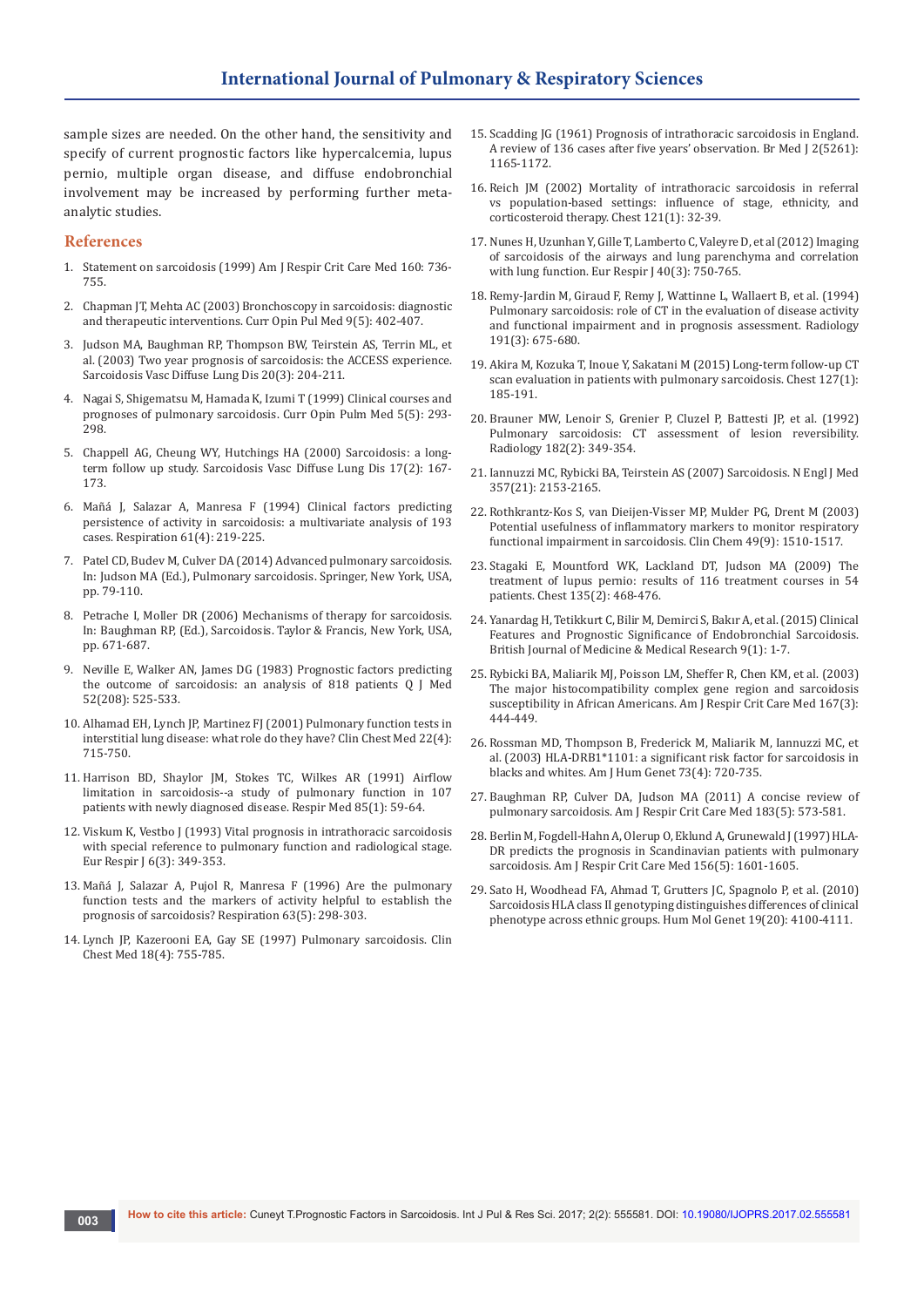sample sizes are needed. On the other hand, the sensitivity and specify of current prognostic factors like hypercalcemia, lupus pernio, multiple organ disease, and diffuse endobronchial involvement may be increased by performing further meta-analytic studies.

## References

1. Statement on sarcoidosis (1999) Am J Respir Crit Care Med 160: 736-755.
2. Chapman JT, Mehta AC (2003) Bronchoscopy in sarcoidosis: diagnostic and therapeutic interventions. Curr Opin Pul Med 9(5): 402-407.
3. Judson MA, Baughman RP, Thompson BW, Teirstein AS, Terrin ML, et al. (2003) Two year prognosis of sarcoidosis: the ACCESS experience. Sarcoidosis Vasc Diffuse Lung Dis 20(3): 204-211.
4. Nagai S, Shigematsu M, Hamada K, Izumi T (1999) Clinical courses and prognoses of pulmonary sarcoidosis. Curr Opin Pulm Med 5(5): 293-298.
5. Chappell AG, Cheung WY, Hutchings HA (2000) Sarcoidosis: a long-term follow up study. Sarcoidosis Vasc Diffuse Lung Dis 17(2): 167-173.
6. Mañá J, Salazar A, Manresa F (1994) Clinical factors predicting persistence of activity in sarcoidosis: a multivariate analysis of 193 cases. Respiration 61(4): 219-225.
7. Patel CD, Budev M, Culver DA (2014) Advanced pulmonary sarcoidosis. In: Judson MA (Ed.), Pulmonary sarcoidosis. Springer, New York, USA, pp. 79-110.
8. Petrache I, Moller DR (2006) Mechanisms of therapy for sarcoidosis. In: Baughman RP, (Ed.), Sarcoidosis. Taylor & Francis, New York, USA, pp. 671-687.
9. Neville E, Walker AN, James DG (1983) Prognostic factors predicting the outcome of sarcoidosis: an analysis of 818 patients Q J Med 52(208): 525-533.
10. Alhamad EH, Lynch JP, Martinez FJ (2001) Pulmonary function tests in interstitial lung disease: what role do they have? Clin Chest Med 22(4): 715-750.
11. Harrison BD, Shaylor JM, Stokes TC, Wilkes AR (1991) Airflow limitation in sarcoidosis--a study of pulmonary function in 107 patients with newly diagnosed disease. Respir Med 85(1): 59-64.
12. Viskum K, Vestbo J (1993) Vital prognosis in intrathoracic sarcoidosis with special reference to pulmonary function and radiological stage. Eur Respir J 6(3): 349-353.
13. Mañá J, Salazar A, Pujol R, Manresa F (1996) Are the pulmonary function tests and the markers of activity helpful to establish the prognosis of sarcoidosis? Respiration 63(5): 298-303.
14. Lynch JP, Kazerooni EA, Gay SE (1997) Pulmonary sarcoidosis. Clin Chest Med 18(4): 755-785.
15. Scadding JG (1961) Prognosis of intrathoracic sarcoidosis in England. A review of 136 cases after five years' observation. Br Med J 2(5261): 1165-1172.
16. Reich JM (2002) Mortality of intrathoracic sarcoidosis in referral vs population-based settings: influence of stage, ethnicity, and corticosteroid therapy. Chest 121(1): 32-39.
17. Nunes H, Uzunhan Y, Gille T, Lamberto C, Valeyre D, et al (2012) Imaging of sarcoidosis of the airways and lung parenchyma and correlation with lung function. Eur Respir J 40(3): 750-765.
18. Remy-Jardin M, Giraud F, Remy J, Wattinne L, Wallaert B, et al. (1994) Pulmonary sarcoidosis: role of CT in the evaluation of disease activity and functional impairment and in prognosis assessment. Radiology 191(3): 675-680.
19. Akira M, Kozuka T, Inoue Y, Sakatani M (2015) Long-term follow-up CT scan evaluation in patients with pulmonary sarcoidosis. Chest 127(1): 185-191.
20. Brauner MW, Lenoir S, Grenier P, Cluzel P, Battesti JP, et al. (1992) Pulmonary sarcoidosis: CT assessment of lesion reversibility. Radiology 182(2): 349-354.
21. Iannuzzi MC, Rybicki BA, Teirstein AS (2007) Sarcoidosis. N Engl J Med 357(21): 2153-2165.
22. Rothkrantz-Kos S, van Dieijen-Visser MP, Mulder PG, Drent M (2003) Potential usefulness of inflammatory markers to monitor respiratory functional impairment in sarcoidosis. Clin Chem 49(9): 1510-1517.
23. Stagaki E, Mountford WK, Lackland DT, Judson MA (2009) The treatment of lupus pernio: results of 116 treatment courses in 54 patients. Chest 135(2): 468-476.
24. Yanardag H, Tetikkurt C, Bilir M, Demirci S, Bakır A, et al. (2015) Clinical Features and Prognostic Significance of Endobronchial Sarcoidosis. British Journal of Medicine & Medical Research 9(1): 1-7.
25. Rybicki BA, Maliarik MJ, Poisson LM, Sheffer R, Chen KM, et al. (2003) The major histocompatibility complex gene region and sarcoidosis susceptibility in African Americans. Am J Respir Crit Care Med 167(3): 444-449.
26. Rossman MD, Thompson B, Frederick M, Maliarik M, Iannuzzi MC, et al. (2003) HLA-DRB1*1101: a significant risk factor for sarcoidosis in blacks and whites. Am J Hum Genet 73(4): 720-735.
27. Baughman RP, Culver DA, Judson MA (2011) A concise review of pulmonary sarcoidosis. Am J Respir Crit Care Med 183(5): 573-581.
28. Berlin M, Fogdell-Hahn A, Olerup O, Eklund A, Grunewald J (1997) HLA-DR predicts the prognosis in Scandinavian patients with pulmonary sarcoidosis. Am J Respir Crit Care Med 156(5): 1601-1605.
29. Sato H, Woodhead FA, Ahmad T, Grutters JC, Spagnolo P, et al. (2010) Sarcoidosis HLA class II genotyping distinguishes differences of clinical phenotype across ethnic groups. Hum Mol Genet 19(20): 4100-4111.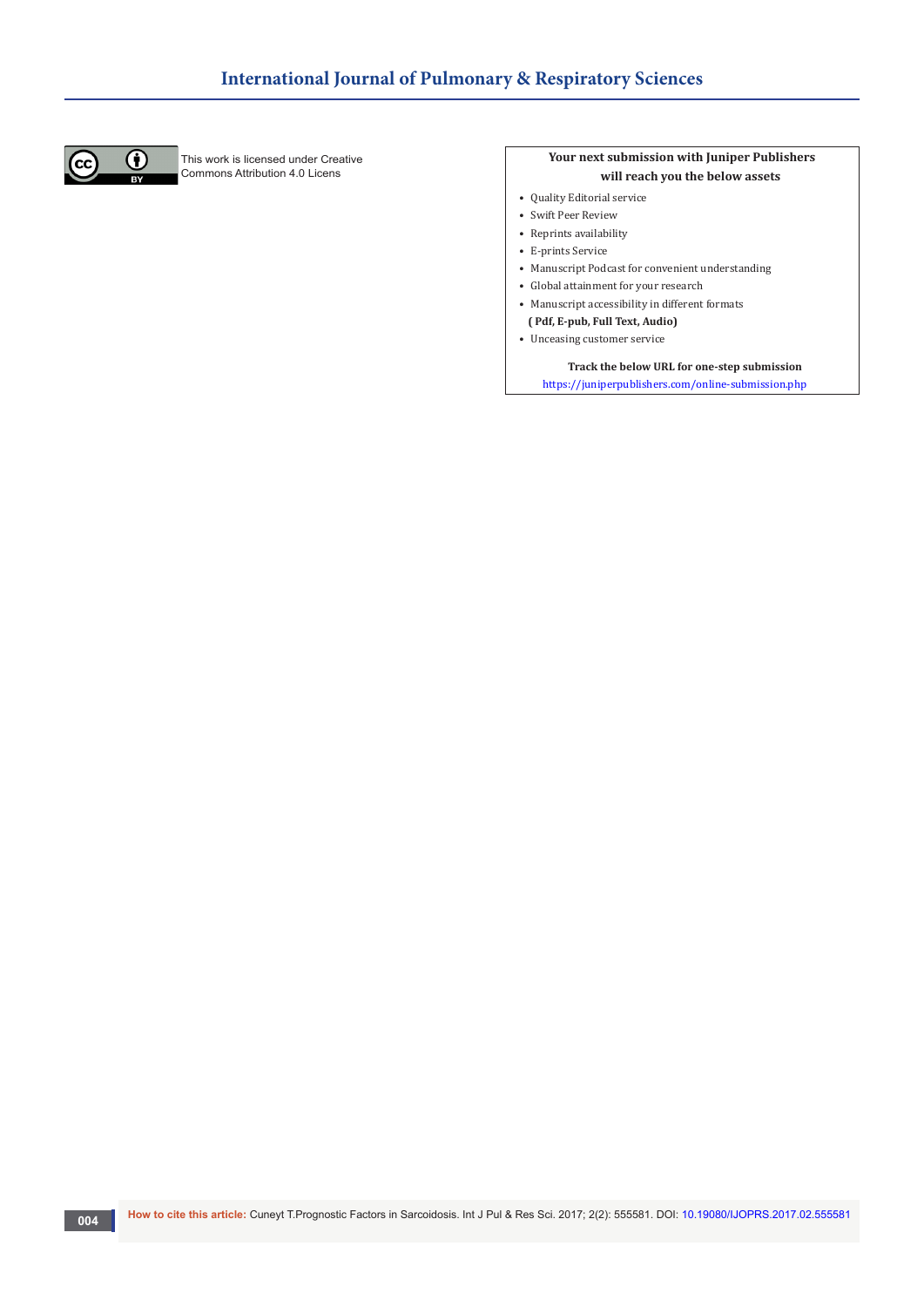This work is licensed under Creative Commons Attribution 4.0 Licens

**Your next submission with Juniper Publishers will reach you the below assets**

- Quality Editorial service
- Swift Peer Review
- Reprints availability
- E-prints Service
- Manuscript Podcast for convenient understanding
- Global attainment for your research
- Manuscript accessibility in different formats
  **( Pdf, E-pub, Full Text, Audio)**
- Unceasing customer service

**Track the below URL for one-step submission**
https://juniperpublishers.com/online-submission.php